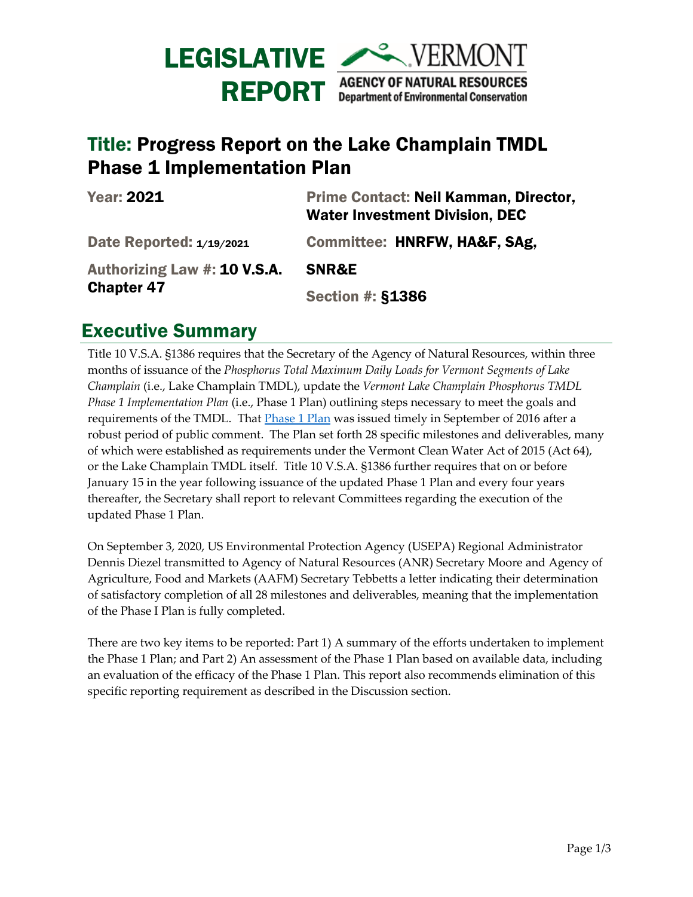# LEGISLATIVE REPORT

VERMONT
AGENCY OF NATURAL RESOURCES
Department of Environmental Conservation

## Title: Progress Report on the Lake Champlain TMDL Phase 1 Implementation Plan

**Year:** 2021

**Prime Contact:** Neil Kamman, Director, Water Investment Division, DEC

**Date Reported:** 1/19/2021

**Committee:** HNRFW, HA&F, SAg, SNR&E

**Authorizing Law #:** 10 V.S.A. Chapter 47

**Section #:** §1386

## Executive Summary

Title 10 V.S.A. §1386 requires that the Secretary of the Agency of Natural Resources, within three months of issuance of the *Phosphorus Total Maximum Daily Loads for Vermont Segments of Lake Champlain* (i.e., Lake Champlain TMDL), update the *Vermont Lake Champlain Phosphorus TMDL Phase 1 Implementation Plan* (i.e., Phase 1 Plan) outlining steps necessary to meet the goals and requirements of the TMDL. That Phase 1 Plan was issued timely in September of 2016 after a robust period of public comment. The Plan set forth 28 specific milestones and deliverables, many of which were established as requirements under the Vermont Clean Water Act of 2015 (Act 64), or the Lake Champlain TMDL itself. Title 10 V.S.A. §1386 further requires that on or before January 15 in the year following issuance of the updated Phase 1 Plan and every four years thereafter, the Secretary shall report to relevant Committees regarding the execution of the updated Phase 1 Plan.

On September 3, 2020, US Environmental Protection Agency (USEPA) Regional Administrator Dennis Diezel transmitted to Agency of Natural Resources (ANR) Secretary Moore and Agency of Agriculture, Food and Markets (AAFM) Secretary Tebbetts a letter indicating their determination of satisfactory completion of all 28 milestones and deliverables, meaning that the implementation of the Phase I Plan is fully completed.

There are two key items to be reported: Part 1) A summary of the efforts undertaken to implement the Phase 1 Plan; and Part 2) An assessment of the Phase 1 Plan based on available data, including an evaluation of the efficacy of the Phase 1 Plan. This report also recommends elimination of this specific reporting requirement as described in the Discussion section.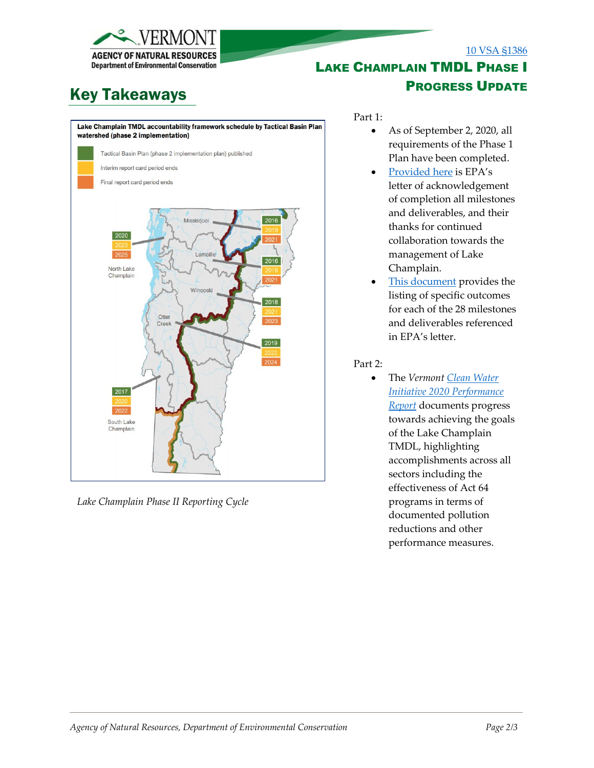10 VSA §1386

# Lake Champlain TMDL Phase I Progress Update

## Key Takeaways

**Lake Champlain TMDL accountability framework schedule by Tactical Basin Plan watershed (phase 2 implementation)**

- Tactical Basin Plan (phase 2 implementation plan) published
- Interim report card period ends
- Final report card period ends

| Basin | Tactical Basin Plan published | Interim report card period ends | Final report card period ends |
|---|---|---|---|
| Missisquoi | 2016 | 2019 | 2021 |
| North Lake Champlain | 2020 | 2023 | 2025 |
| Lamoille | 2016 | 2019 | 2021 |
| Winooski | 2018 | 2021 | 2023 |
| Otter Creek | 2019 | 2022 | 2024 |
| South Lake Champlain | 2017 | 2020 | 2022 |

*Lake Champlain Phase II Reporting Cycle*

Part 1:

- As of September 2, 2020, all requirements of the Phase 1 Plan have been completed.
- Provided here is EPA's letter of acknowledgement of completion all milestones and deliverables, and their thanks for continued collaboration towards the management of Lake Champlain.
- This document provides the listing of specific outcomes for each of the 28 milestones and deliverables referenced in EPA's letter.

Part 2:

- The *Vermont Clean Water Initiative 2020 Performance Report* documents progress towards achieving the goals of the Lake Champlain TMDL, highlighting accomplishments across all sectors including the effectiveness of Act 64 programs in terms of documented pollution reductions and other performance measures.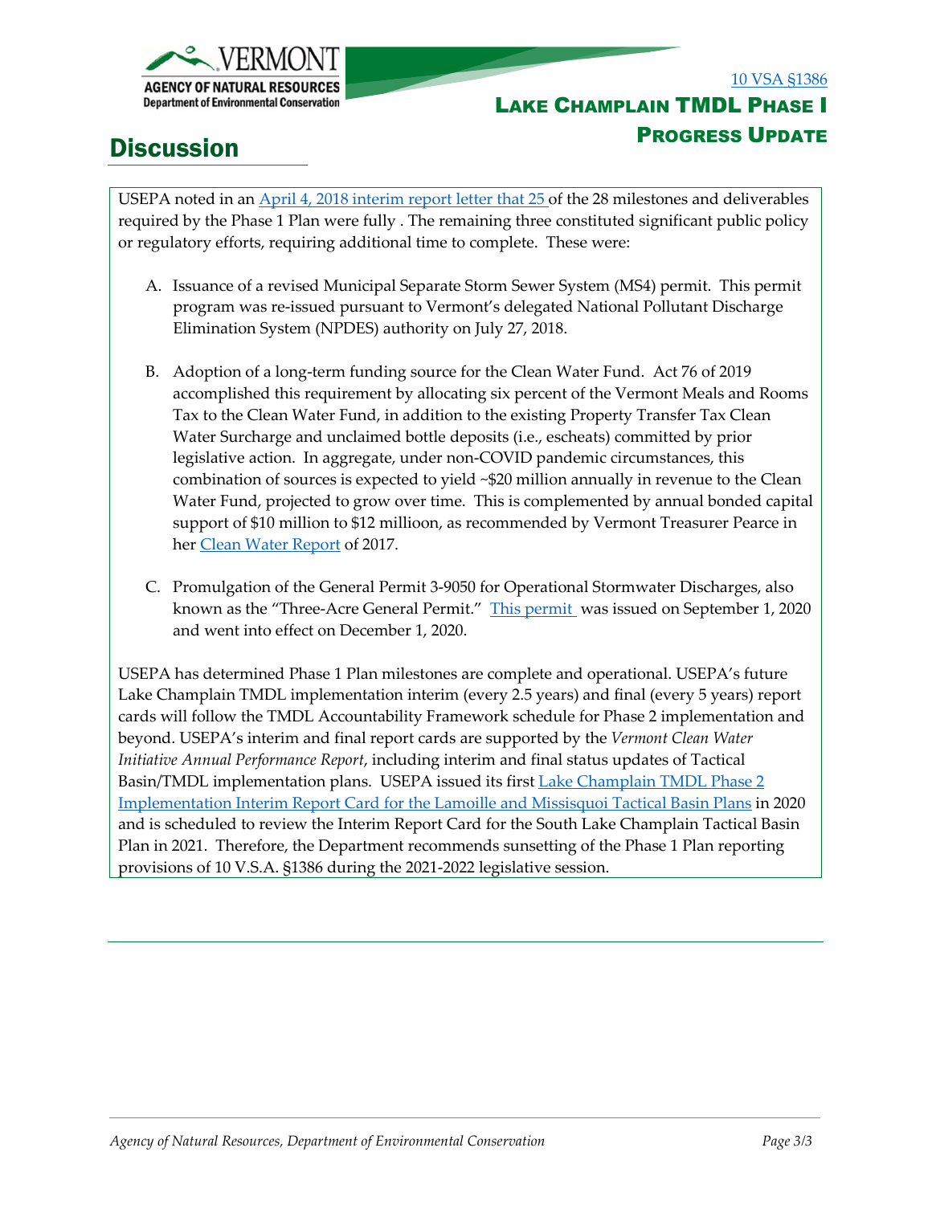10 VSA §1386

# Lake Champlain TMDL Phase I Progress Update

## Discussion

USEPA noted in an April 4, 2018 interim report letter that 25 of the 28 milestones and deliverables required by the Phase 1 Plan were fully . The remaining three constituted significant public policy or regulatory efforts, requiring additional time to complete. These were:

A. Issuance of a revised Municipal Separate Storm Sewer System (MS4) permit. This permit program was re-issued pursuant to Vermont's delegated National Pollutant Discharge Elimination System (NPDES) authority on July 27, 2018.

B. Adoption of a long-term funding source for the Clean Water Fund. Act 76 of 2019 accomplished this requirement by allocating six percent of the Vermont Meals and Rooms Tax to the Clean Water Fund, in addition to the existing Property Transfer Tax Clean Water Surcharge and unclaimed bottle deposits (i.e., escheats) committed by prior legislative action. In aggregate, under non-COVID pandemic circumstances, this combination of sources is expected to yield ~$20 million annually in revenue to the Clean Water Fund, projected to grow over time. This is complemented by annual bonded capital support of $10 million to $12 millioon, as recommended by Vermont Treasurer Pearce in her Clean Water Report of 2017.

C. Promulgation of the General Permit 3-9050 for Operational Stormwater Discharges, also known as the "Three-Acre General Permit." This permit was issued on September 1, 2020 and went into effect on December 1, 2020.

USEPA has determined Phase 1 Plan milestones are complete and operational. USEPA's future Lake Champlain TMDL implementation interim (every 2.5 years) and final (every 5 years) report cards will follow the TMDL Accountability Framework schedule for Phase 2 implementation and beyond. USEPA's interim and final report cards are supported by the *Vermont Clean Water Initiative Annual Performance Report*, including interim and final status updates of Tactical Basin/TMDL implementation plans. USEPA issued its first Lake Champlain TMDL Phase 2 Implementation Interim Report Card for the Lamoille and Missisquoi Tactical Basin Plans in 2020 and is scheduled to review the Interim Report Card for the South Lake Champlain Tactical Basin Plan in 2021. Therefore, the Department recommends sunsetting of the Phase 1 Plan reporting provisions of 10 V.S.A. §1386 during the 2021-2022 legislative session.